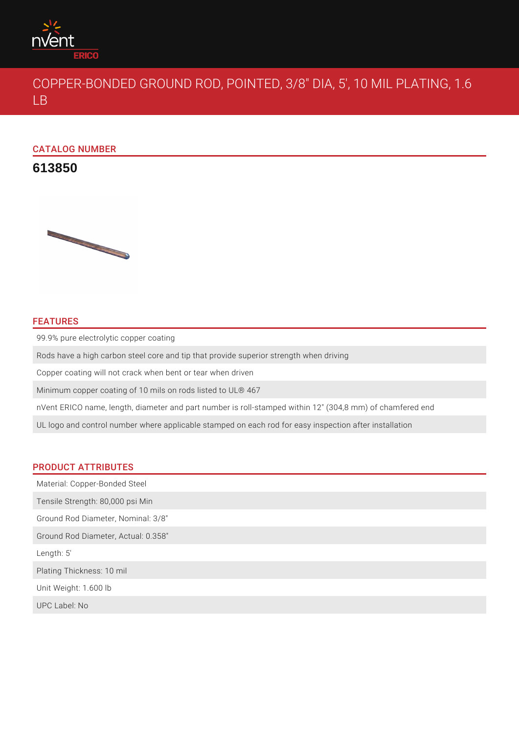# COPPER-BONDED GROUND ROD, POINTED, 3/8" DIA, 5', 10 MIL PLATING, 1.6 LB

## CATALOG NUMBER

**613850**

## FEATURES

- 99.9% pure electrolytic copper coating
- Rods have a high carbon steel core and tip that provide superior strength when driving
- Copper coating will not crack when bent or tear when driven
- Minimum copper coating of 10 mils on rods listed to UL® 467
- nVent ERICO name, length, diameter and part number is roll-stamped within 12" (304,8 mm) of chamfered end
- UL logo and control number where applicable stamped on each rod for easy inspection after installation

## PRODUCT ATTRIBUTES

- Material: Copper-Bonded Steel
- Tensile Strength: 80,000 psi Min
- Ground Rod Diameter, Nominal: 3/8"
- Ground Rod Diameter, Actual: 0.358"
- Length: 5'
- Plating Thickness: 10 mil
- Unit Weight: 1.600 lb
- UPC Label: No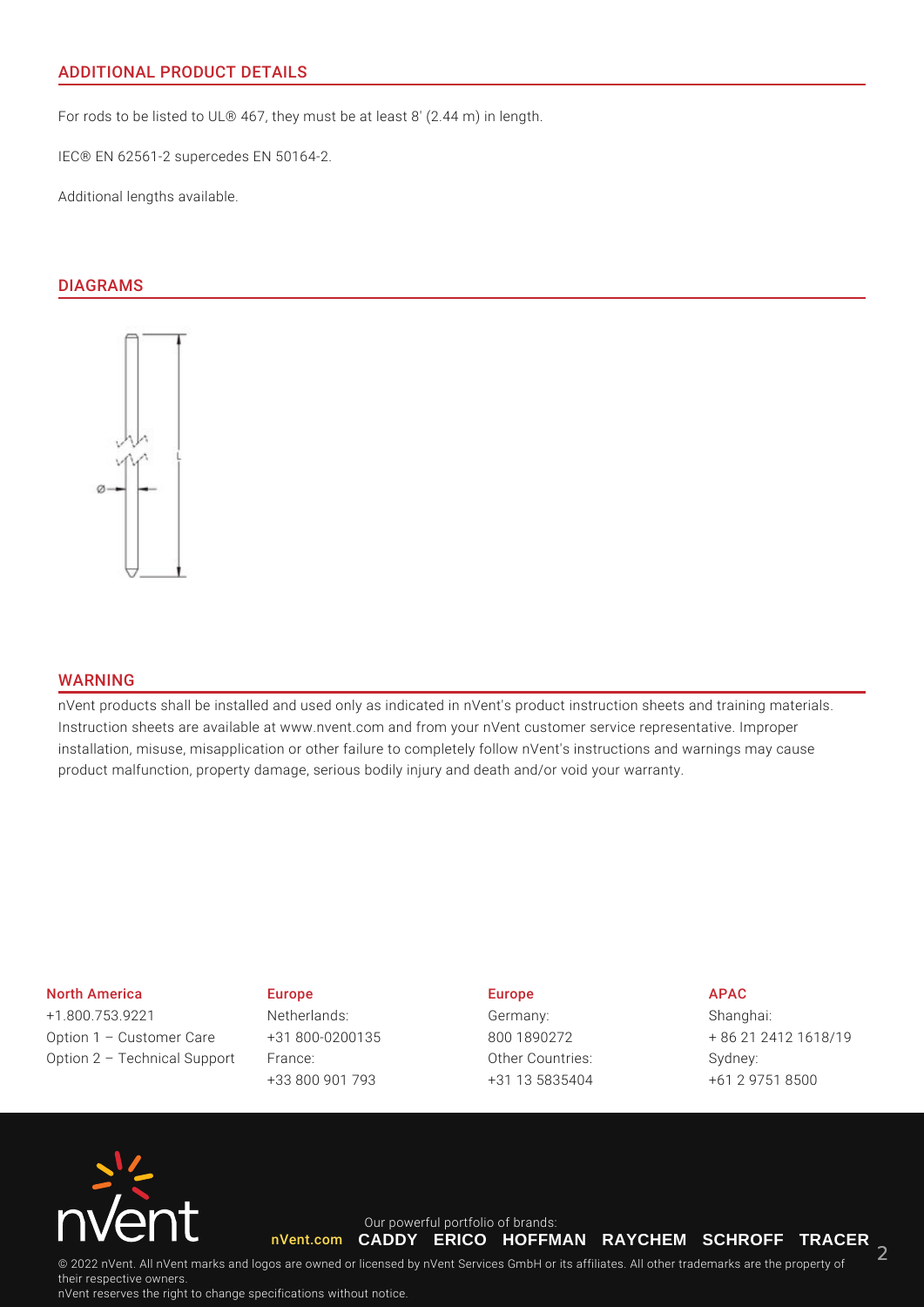## ADDITIONAL PRODUCT DETAILS

For rods to be listed to UL® 467, they must be at least 8' (2.44 m) in length.

IEC® EN 62561-2 supercedes EN 50164-2.

Additional lengths available.

## DIAGRAMS

Ø

L

## WARNING

nVent products shall be installed and used only as indicated in nVent's product instruction sheets and training materials. Instruction sheets are available at www.nvent.com and from your nVent customer service representative. Improper installation, misuse, misapplication or other failure to completely follow nVent's instructions and warnings may cause product malfunction, property damage, serious bodily injury and death and/or void your warranty.

**North America**
+1.800.753.9221
Option 1 – Customer Care
Option 2 – Technical Support

**Europe**
Netherlands:
+31 800-0200135
France:
+33 800 901 793

**Europe**
Germany:
800 1890272
Other Countries:
+31 13 5835404

**APAC**
Shanghai:
+ 86 21 2412 1618/19
Sydney:
+61 2 9751 8500

nVent

Our powerful portfolio of brands:
nVent.com CADDY ERICO HOFFMAN RAYCHEM SCHROFF TRACER

© 2022 nVent. All nVent marks and logos are owned or licensed by nVent Services GmbH or its affiliates. All other trademarks are the property of their respective owners.
nVent reserves the right to change specifications without notice.